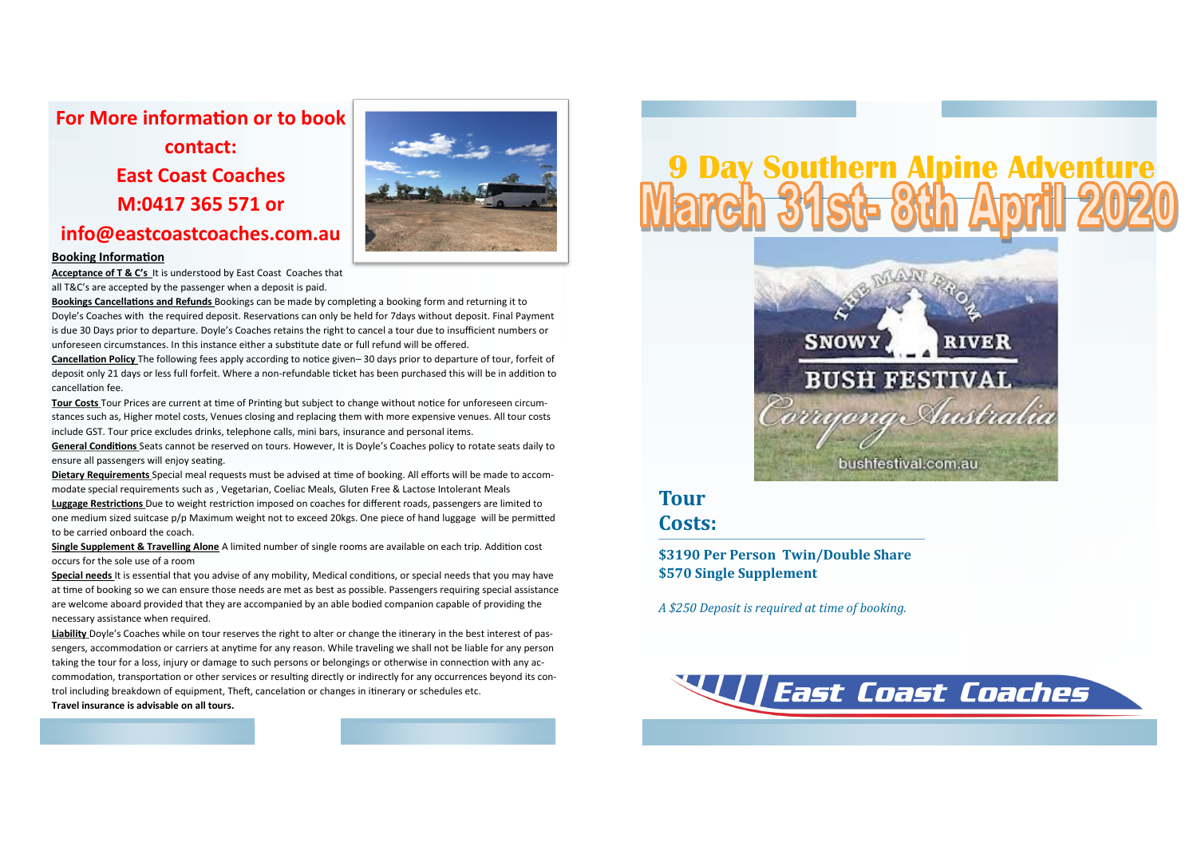**For More information or to book contact:**

**East Coast Coaches**

**M:0417 365 571 or**

**info@eastcoastcoaches.com.au**

**Booking Information**

**Acceptance of T & C's** It is understood by East Coast Coaches that all T&C's are accepted by the passenger when a deposit is paid.

**Bookings Cancellations and Refunds** Bookings can be made by completing a booking form and returning it to Doyle's Coaches with the required deposit. Reservations can only be held for 7days without deposit. Final Payment is due 30 Days prior to departure. Doyle's Coaches retains the right to cancel a tour due to insufficient numbers or unforeseen circumstances. In this instance either a substitute date or full refund will be offered.

**Cancellation Policy** The following fees apply according to notice given– 30 days prior to departure of tour, forfeit of deposit only 21 days or less full forfeit. Where a non-refundable ticket has been purchased this will be in addition to cancellation fee.

**Tour Costs** Tour Prices are current at time of Printing but subject to change without notice for unforeseen circumstances such as, Higher motel costs, Venues closing and replacing them with more expensive venues. All tour costs include GST. Tour price excludes drinks, telephone calls, mini bars, insurance and personal items.

**General Conditions** Seats cannot be reserved on tours. However, It is Doyle's Coaches policy to rotate seats daily to ensure all passengers will enjoy seating.

**Dietary Requirements** Special meal requests must be advised at time of booking. All efforts will be made to accommodate special requirements such as , Vegetarian, Coeliac Meals, Gluten Free & Lactose Intolerant Meals

**Luggage Restrictions** Due to weight restriction imposed on coaches for different roads, passengers are limited to one medium sized suitcase p/p Maximum weight not to exceed 20kgs. One piece of hand luggage will be permitted to be carried onboard the coach.

**Single Supplement & Travelling Alone** A limited number of single rooms are available on each trip. Addition cost occurs for the sole use of a room

**Special needs** It is essential that you advise of any mobility, Medical conditions, or special needs that you may have at time of booking so we can ensure those needs are met as best as possible. Passengers requiring special assistance are welcome aboard provided that they are accompanied by an able bodied companion capable of providing the necessary assistance when required.

**Liability** Doyle's Coaches while on tour reserves the right to alter or change the itinerary in the best interest of passengers, accommodation or carriers at anytime for any reason. While traveling we shall not be liable for any person taking the tour for a loss, injury or damage to such persons or belongings or otherwise in connection with any accommodation, transportation or other services or resulting directly or indirectly for any occurrences beyond its control including breakdown of equipment, Theft, cancelation or changes in itinerary or schedules etc.

**Travel insurance is advisable on all tours.**

# 9 Day Southern Alpine Adventure

## March 31st- 8th April 2020

THE MAN FROM SNOWY RIVER BUSH FESTIVAL Corryong Australia

bushfestival.com.au

## Tour Costs:

**$3190 Per Person Twin/Double Share**
**$570 Single Supplement**

*A $250 Deposit is required at time of booking.*

East Coast Coaches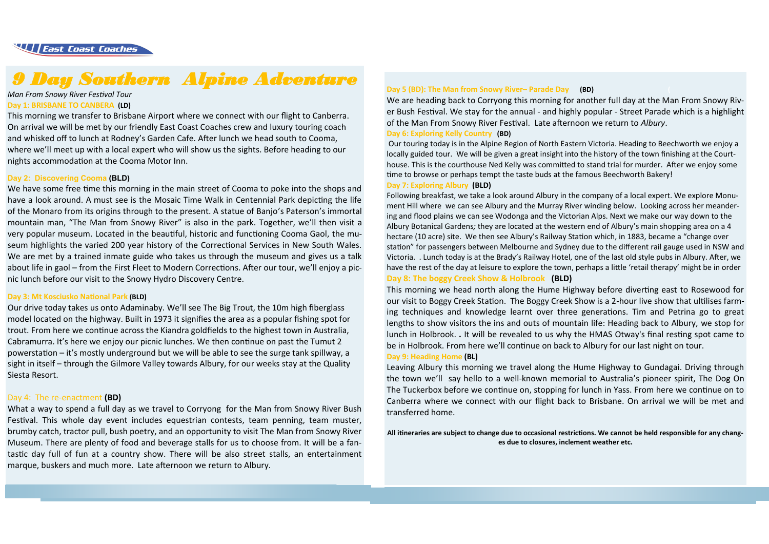East Coast Coaches

# 9 Day Southern Alpine Adventure

*Man From Snowy River Festival Tour*

**Day 1: BRISBANE TO CANBERA (LD)**

This morning we transfer to Brisbane Airport where we connect with our flight to Canberra. On arrival we will be met by our friendly East Coast Coaches crew and luxury touring coach and whisked off to lunch at Rodney's Garden Cafe. After lunch we head south to Cooma, where we'll meet up with a local expert who will show us the sights. Before heading to our nights accommodation at the Cooma Motor Inn.

**Day 2: Discovering Cooma (BLD)**

We have some free time this morning in the main street of Cooma to poke into the shops and have a look around. A must see is the Mosaic Time Walk in Centennial Park depicting the life of the Monaro from its origins through to the present. A statue of Banjo's Paterson's immortal mountain man, "The Man from Snowy River" is also in the park. Together, we'll then visit a very popular museum. Located in the beautiful, historic and functioning Cooma Gaol, the museum highlights the varied 200 year history of the Correctional Services in New South Wales. We are met by a trained inmate guide who takes us through the museum and gives us a talk about life in gaol – from the First Fleet to Modern Corrections. After our tour, we'll enjoy a picnic lunch before our visit to the Snowy Hydro Discovery Centre.

**Day 3: Mt Kosciusko National Park (BLD)**

Our drive today takes us onto Adaminaby. We'll see The Big Trout, the 10m high fiberglass model located on the highway. Built in 1973 it signifies the area as a popular fishing spot for trout. From here we continue across the Kiandra goldfields to the highest town in Australia, Cabramurra. It's here we enjoy our picnic lunches. We then continue on past the Tumut 2 powerstation – it's mostly underground but we will be able to see the surge tank spillway, a sight in itself – through the Gilmore Valley towards Albury, for our weeks stay at the Quality Siesta Resort.

**Day 4: The re-enactment (BD)**

What a way to spend a full day as we travel to Corryong for the Man from Snowy River Bush Festival. This whole day event includes equestrian contests, team penning, team muster, brumby catch, tractor pull, bush poetry, and an opportunity to visit The Man from Snowy River Museum. There are plenty of food and beverage stalls for us to choose from. It will be a fantastic day full of fun at a country show. There will be also street stalls, an entertainment marque, buskers and much more. Late afternoon we return to Albury.

**Day 5 (BD): The Man from Snowy River– Parade Day (BD)**

We are heading back to Corryong this morning for another full day at the Man From Snowy River Bush Festival. We stay for the annual - and highly popular - Street Parade which is a highlight of the Man From Snowy River Festival. Late afternoon we return to *Albury*.

**Day 6: Exploring Kelly Country (BD)**

Our touring today is in the Alpine Region of North Eastern Victoria. Heading to Beechworth we enjoy a locally guided tour. We will be given a great insight into the history of the town finishing at the Courthouse. This is the courthouse Ned Kelly was committed to stand trial for murder. After we enjoy some time to browse or perhaps tempt the taste buds at the famous Beechworth Bakery!

**Day 7: Exploring Albury (BLD)**

Following breakfast, we take a look around Albury in the company of a local expert. We explore Monument Hill where we can see Albury and the Murray River winding below. Looking across her meandering and flood plains we can see Wodonga and the Victorian Alps. Next we make our way down to the Albury Botanical Gardens; they are located at the western end of Albury's main shopping area on a 4 hectare (10 acre) site. We then see Albury's Railway Station which, in 1883, became a "change over station" for passengers between Melbourne and Sydney due to the different rail gauge used in NSW and Victoria. . Lunch today is at the Brady's Railway Hotel, one of the last old style pubs in Albury. After, we have the rest of the day at leisure to explore the town, perhaps a little 'retail therapy' might be in order

**Day 8: The boggy Creek Show & Holbrook (BLD)**

This morning we head north along the Hume Highway before diverting east to Rosewood for our visit to Boggy Creek Station. The Boggy Creek Show is a 2-hour live show that ultilises farming techniques and knowledge learnt over three generations. Tim and Petrina go to great lengths to show visitors the ins and outs of mountain life: Heading back to Albury, we stop for lunch in Holbrook. **.** It will be revealed to us why the HMAS Otway's final resting spot came to be in Holbrook. From here we'll continue on back to Albury for our last night on tour.

**Day 9: Heading Home (BL)**

Leaving Albury this morning we travel along the Hume Highway to Gundagai. Driving through the town we'll say hello to a well-known memorial to Australia's pioneer spirit, The Dog On The Tuckerbox before we continue on, stopping for lunch in Yass. From here we continue on to Canberra where we connect with our flight back to Brisbane. On arrival we will be met and transferred home.

**All itineraries are subject to change due to occasional restrictions. We cannot be held responsible for any changes due to closures, inclement weather etc.**